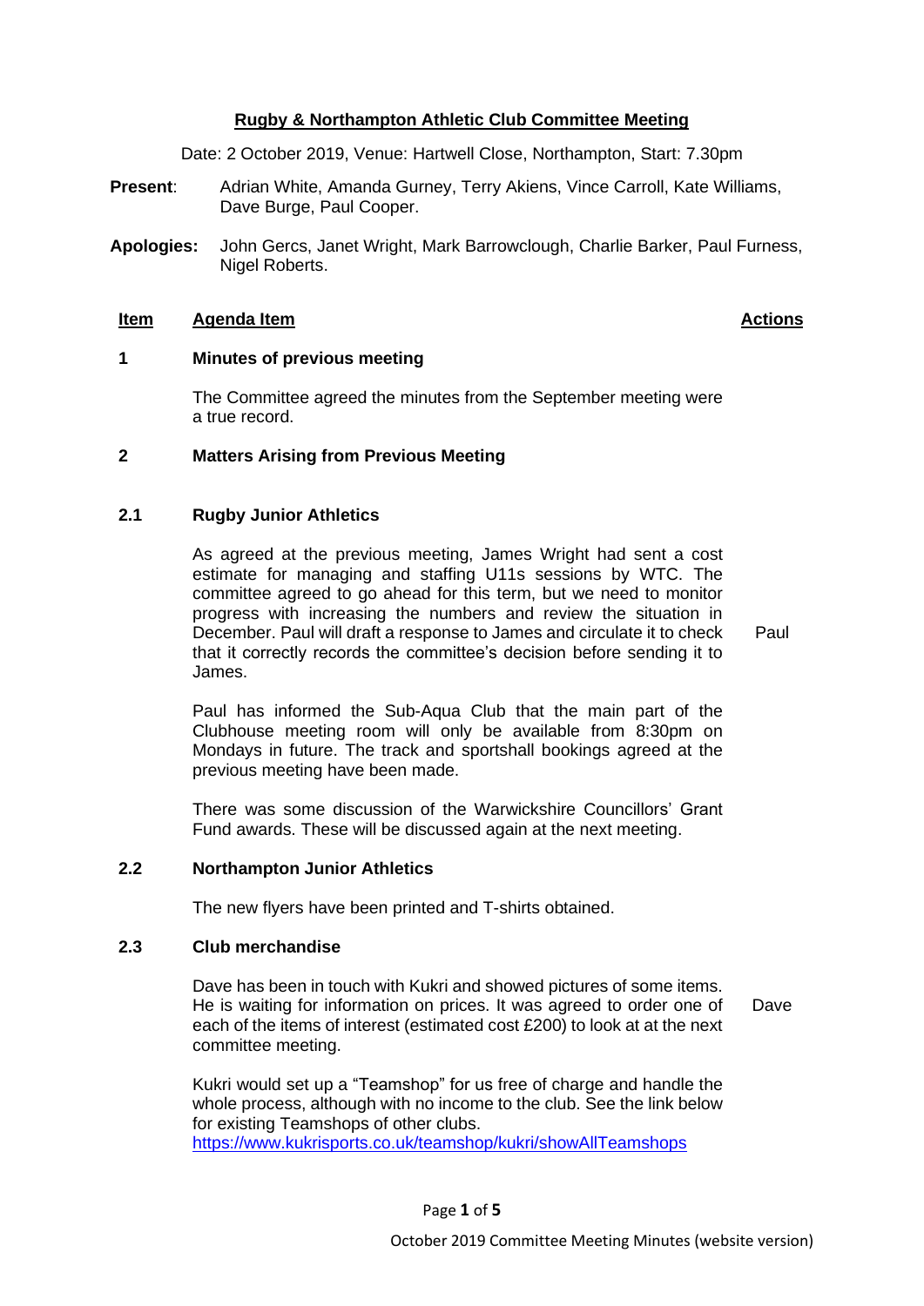# Rugby & Northampton Athletic Club Committee Meeting

Date: 2 October 2019, Venue: Hartwell Close, Northampton, Start: 7.30pm

**Present**: Adrian White, Amanda Gurney, Terry Akiens, Vince Carroll, Kate Williams, Dave Burge, Paul Cooper.

**Apologies:** John Gercs, Janet Wright, Mark Barrowclough, Charlie Barker, Paul Furness, Nigel Roberts.

| Item | Agenda Item | Actions |
|---|---|---|
| **1** | **Minutes of previous meeting** | |
| | The Committee agreed the minutes from the September meeting were a true record. | |
| **2** | **Matters Arising from Previous Meeting** | |
| **2.1** | **Rugby Junior Athletics** | |
| | As agreed at the previous meeting, James Wright had sent a cost estimate for managing and staffing U11s sessions by WTC. The committee agreed to go ahead for this term, but we need to monitor progress with increasing the numbers and review the situation in December. Paul will draft a response to James and circulate it to check that it correctly records the committee's decision before sending it to James. | Paul |
| | Paul has informed the Sub-Aqua Club that the main part of the Clubhouse meeting room will only be available from 8:30pm on Mondays in future. The track and sportshall bookings agreed at the previous meeting have been made. | |
| | There was some discussion of the Warwickshire Councillors' Grant Fund awards. These will be discussed again at the next meeting. | |
| **2.2** | **Northampton Junior Athletics** | |
| | The new flyers have been printed and T-shirts obtained. | |
| **2.3** | **Club merchandise** | |
| | Dave has been in touch with Kukri and showed pictures of some items. He is waiting for information on prices. It was agreed to order one of each of the items of interest (estimated cost £200) to look at at the next committee meeting. | Dave |
| | Kukri would set up a "Teamshop" for us free of charge and handle the whole process, although with no income to the club. See the link below for existing Teamshops of other clubs. https://www.kukrisports.co.uk/teamshop/kukri/showAllTeamshops | |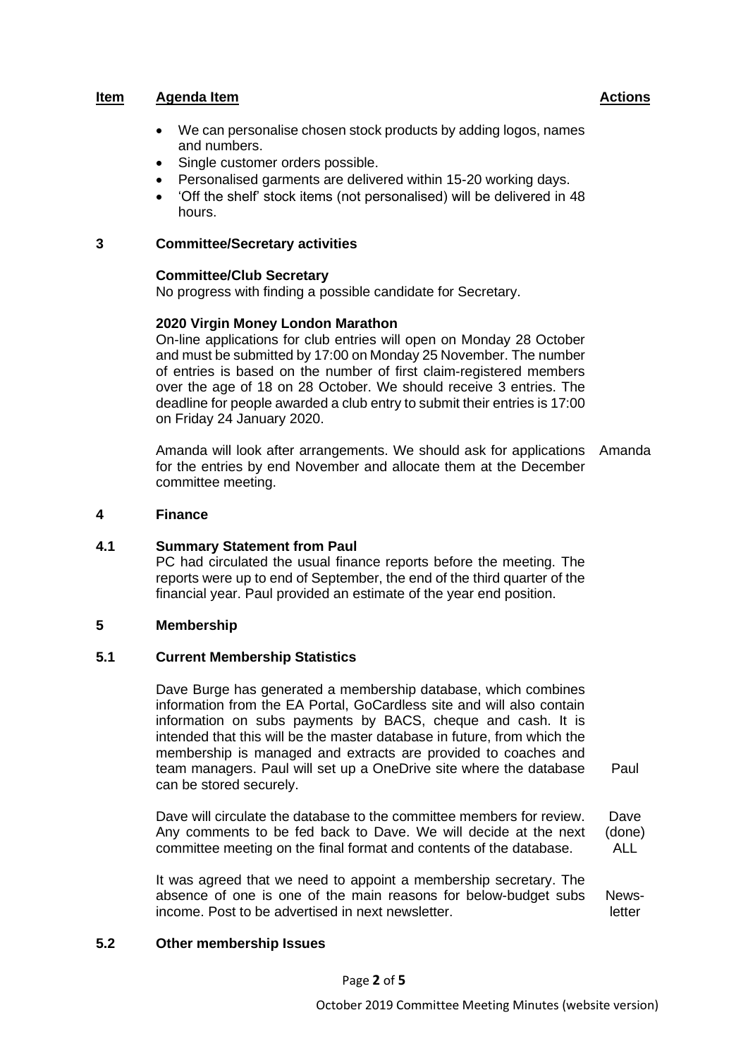| Item | Agenda Item | Actions |
|---|---|---|
| | • We can personalise chosen stock products by adding logos, names and numbers.<br>• Single customer orders possible.<br>• Personalised garments are delivered within 15-20 working days.<br>• 'Off the shelf' stock items (not personalised) will be delivered in 48 hours. | |
| **3** | **Committee/Secretary activities** | |
| | **Committee/Club Secretary**<br>No progress with finding a possible candidate for Secretary. | |
| | **2020 Virgin Money London Marathon**<br>On-line applications for club entries will open on Monday 28 October and must be submitted by 17:00 on Monday 25 November. The number of entries is based on the number of first claim-registered members over the age of 18 on 28 October. We should receive 3 entries. The deadline for people awarded a club entry to submit their entries is 17:00 on Friday 24 January 2020. | |
| | Amanda will look after arrangements. We should ask for applications for the entries by end November and allocate them at the December committee meeting. | Amanda |
| **4** | **Finance** | |
| **4.1** | **Summary Statement from Paul**<br>PC had circulated the usual finance reports before the meeting. The reports were up to end of September, the end of the third quarter of the financial year. Paul provided an estimate of the year end position. | |
| **5** | **Membership** | |
| **5.1** | **Current Membership Statistics** | |
| | Dave Burge has generated a membership database, which combines information from the EA Portal, GoCardless site and will also contain information on subs payments by BACS, cheque and cash. It is intended that this will be the master database in future, from which the membership is managed and extracts are provided to coaches and team managers. Paul will set up a OneDrive site where the database can be stored securely. | Paul |
| | Dave will circulate the database to the committee members for review. Any comments to be fed back to Dave. We will decide at the next committee meeting on the final format and contents of the database. | Dave (done)<br>ALL |
| | It was agreed that we need to appoint a membership secretary. The absence of one is one of the main reasons for below-budget subs income. Post to be advertised in next newsletter. | Newsletter |
| **5.2** | **Other membership Issues** | |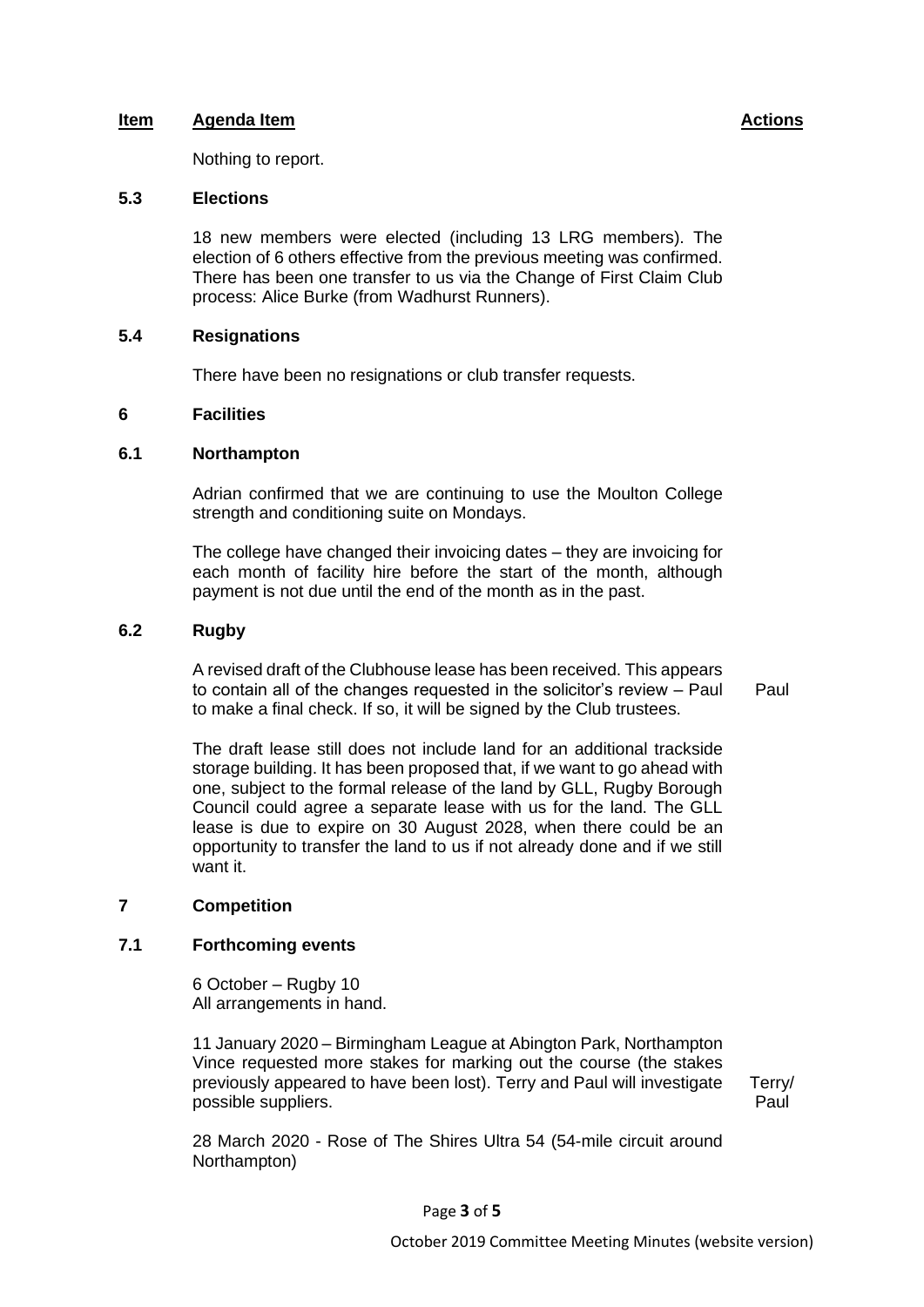| Item | Agenda Item | Actions |
|---|---|---|
| | Nothing to report. | |

**5.3 Elections**

18 new members were elected (including 13 LRG members). The election of 6 others effective from the previous meeting was confirmed. There has been one transfer to us via the Change of First Claim Club process: Alice Burke (from Wadhurst Runners).

**5.4 Resignations**

There have been no resignations or club transfer requests.

**6 Facilities**

**6.1 Northampton**

Adrian confirmed that we are continuing to use the Moulton College strength and conditioning suite on Mondays.

The college have changed their invoicing dates – they are invoicing for each month of facility hire before the start of the month, although payment is not due until the end of the month as in the past.

**6.2 Rugby**

A revised draft of the Clubhouse lease has been received. This appears to contain all of the changes requested in the solicitor's review – Paul to make a final check. If so, it will be signed by the Club trustees. — **Action: Paul**

The draft lease still does not include land for an additional trackside storage building. It has been proposed that, if we want to go ahead with one, subject to the formal release of the land by GLL, Rugby Borough Council could agree a separate lease with us for the land. The GLL lease is due to expire on 30 August 2028, when there could be an opportunity to transfer the land to us if not already done and if we still want it.

**7 Competition**

**7.1 Forthcoming events**

6 October – Rugby 10
All arrangements in hand.

11 January 2020 – Birmingham League at Abington Park, Northampton
Vince requested more stakes for marking out the course (the stakes previously appeared to have been lost). Terry and Paul will investigate possible suppliers. — **Action: Terry/ Paul**

28 March 2020 - Rose of The Shires Ultra 54 (54-mile circuit around Northampton)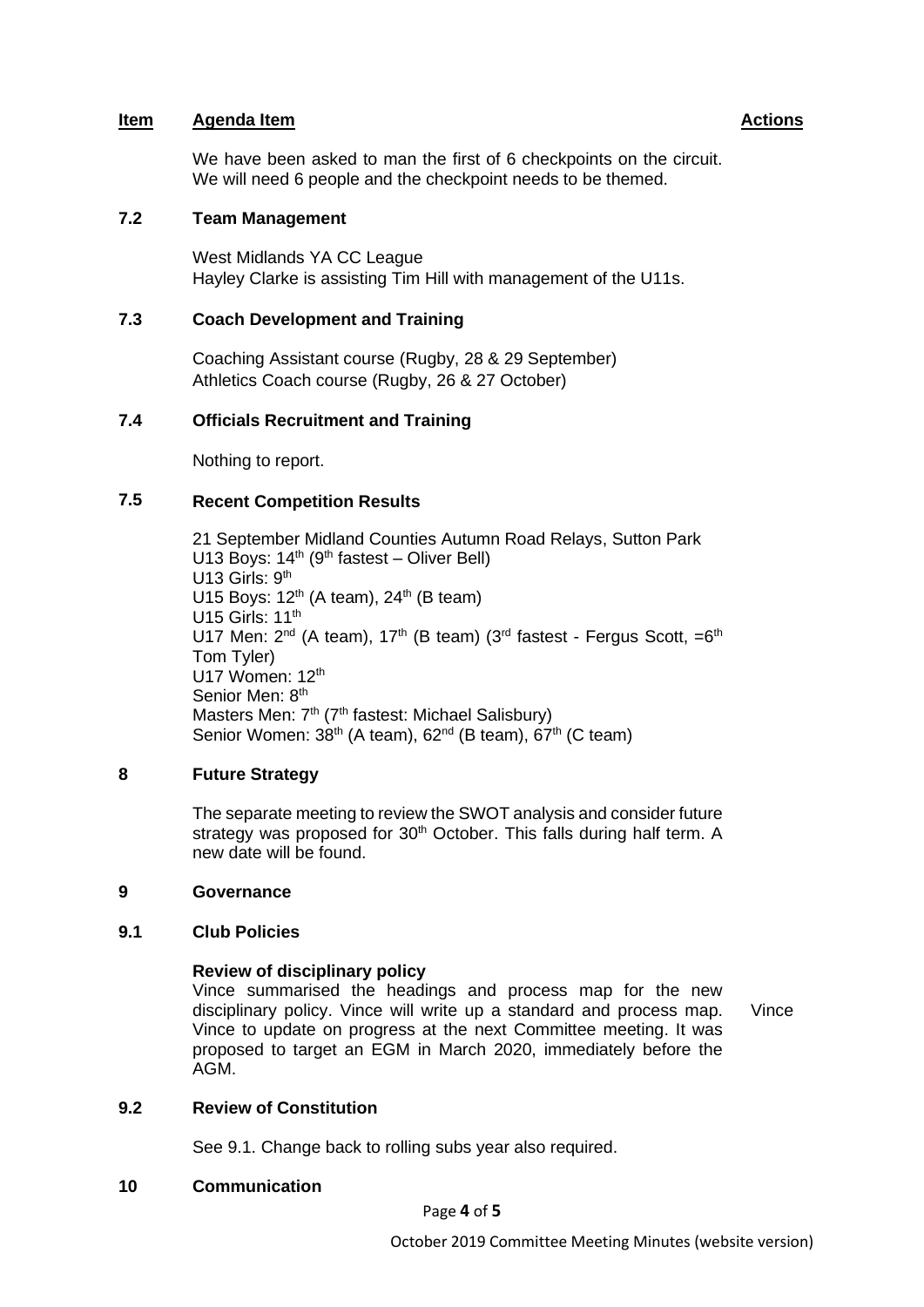| Item | Agenda Item | Actions |
|---|---|---|
| | We have been asked to man the first of 6 checkpoints on the circuit. We will need 6 people and the checkpoint needs to be themed. | |

**7.2 Team Management**

West Midlands YA CC League
Hayley Clarke is assisting Tim Hill with management of the U11s.

**7.3 Coach Development and Training**

Coaching Assistant course (Rugby, 28 & 29 September)
Athletics Coach course (Rugby, 26 & 27 October)

**7.4 Officials Recruitment and Training**

Nothing to report.

**7.5 Recent Competition Results**

21 September Midland Counties Autumn Road Relays, Sutton Park
U13 Boys: 14th (9th fastest – Oliver Bell)
U13 Girls: 9th
U15 Boys: 12th (A team), 24th (B team)
U15 Girls: 11th
U17 Men: 2nd (A team), 17th (B team) (3rd fastest - Fergus Scott, =6th Tom Tyler)
U17 Women: 12th
Senior Men: 8th
Masters Men: 7th (7th fastest: Michael Salisbury)
Senior Women: 38th (A team), 62nd (B team), 67th (C team)

**8 Future Strategy**

The separate meeting to review the SWOT analysis and consider future strategy was proposed for 30th October. This falls during half term. A new date will be found.

**9 Governance**

**9.1 Club Policies**

**Review of disciplinary policy**
Vince summarised the headings and process map for the new disciplinary policy. Vince will write up a standard and process map. Vince to update on progress at the next Committee meeting. It was proposed to target an EGM in March 2020, immediately before the AGM. — *Action: Vince*

**9.2 Review of Constitution**

See 9.1. Change back to rolling subs year also required.

**10 Communication**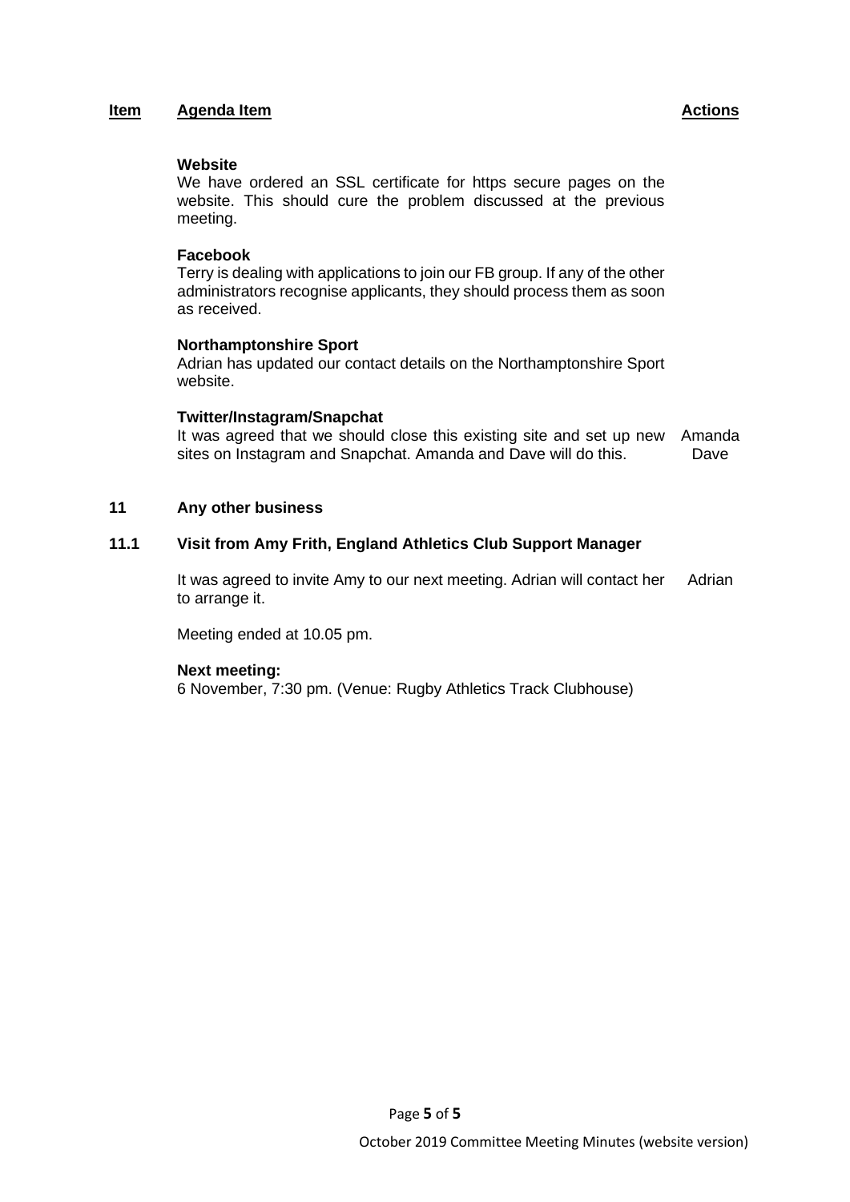| Item | Agenda Item | Actions |
|---|---|---|
| | **Website**<br>We have ordered an SSL certificate for https secure pages on the website. This should cure the problem discussed at the previous meeting. | |
| | **Facebook**<br>Terry is dealing with applications to join our FB group. If any of the other administrators recognise applicants, they should process them as soon as received. | |
| | **Northamptonshire Sport**<br>Adrian has updated our contact details on the Northamptonshire Sport website. | |
| | **Twitter/Instagram/Snapchat**<br>It was agreed that we should close this existing site and set up new sites on Instagram and Snapchat. Amanda and Dave will do this. | Amanda<br>Dave |
| **11** | **Any other business** | |
| **11.1** | **Visit from Amy Frith, England Athletics Club Support Manager** | |
| | It was agreed to invite Amy to our next meeting. Adrian will contact her to arrange it. | Adrian |
| | Meeting ended at 10.05 pm. | |
| | **Next meeting:**<br>6 November, 7:30 pm. (Venue: Rugby Athletics Track Clubhouse) | |